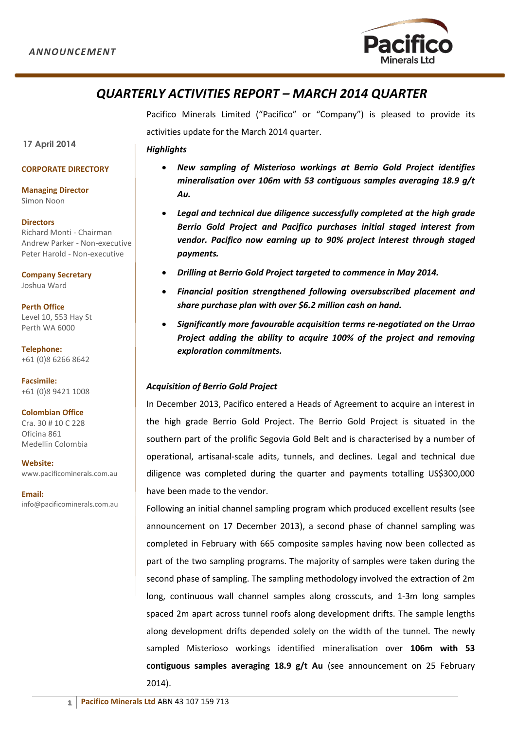ANNOUNCEMENT

# QUARTERLY ACTIVITIES REPORT – MARCH 2014 QUARTER

17 April 2014

**CORPORATE DIRECTORY**

**Managing Director**
Simon Noon

**Directors**
Richard Monti - Chairman
Andrew Parker - Non-executive
Peter Harold - Non-executive

**Company Secretary**
Joshua Ward

**Perth Office**
Level 10, 553 Hay St
Perth WA 6000

**Telephone:**
+61 (0)8 6266 8642

**Facsimile:**
+61 (0)8 9421 1008

**Colombian Office**
Cra. 30 # 10 C 228
Oficina 861
Medellin Colombia

**Website:**
www.pacificominerals.com.au

**Email:**
info@pacificominerals.com.au

Pacifico Minerals Limited ("Pacifico" or "Company") is pleased to provide its activities update for the March 2014 quarter.

***Highlights***

- ***New sampling of Misterioso workings at Berrio Gold Project identifies mineralisation over 106m with 53 contiguous samples averaging 18.9 g/t Au.***
- ***Legal and technical due diligence successfully completed at the high grade Berrio Gold Project and Pacifico purchases initial staged interest from vendor. Pacifico now earning up to 90% project interest through staged payments.***
- ***Drilling at Berrio Gold Project targeted to commence in May 2014.***
- ***Financial position strengthened following oversubscribed placement and share purchase plan with over $6.2 million cash on hand.***
- ***Significantly more favourable acquisition terms re-negotiated on the Urrao Project adding the ability to acquire 100% of the project and removing exploration commitments.***

***Acquisition of Berrio Gold Project***

In December 2013, Pacifico entered a Heads of Agreement to acquire an interest in the high grade Berrio Gold Project. The Berrio Gold Project is situated in the southern part of the prolific Segovia Gold Belt and is characterised by a number of operational, artisanal-scale adits, tunnels, and declines. Legal and technical due diligence was completed during the quarter and payments totalling US$300,000 have been made to the vendor.

Following an initial channel sampling program which produced excellent results (see announcement on 17 December 2013), a second phase of channel sampling was completed in February with 665 composite samples having now been collected as part of the two sampling programs. The majority of samples were taken during the second phase of sampling. The sampling methodology involved the extraction of 2m long, continuous wall channel samples along crosscuts, and 1-3m long samples spaced 2m apart across tunnel roofs along development drifts. The sample lengths along development drifts depended solely on the width of the tunnel. The newly sampled Misterioso workings identified mineralisation over **106m with 53 contiguous samples averaging 18.9 g/t Au** (see announcement on 25 February 2014).

**Pacifico Minerals Ltd** ABN 43 107 159 713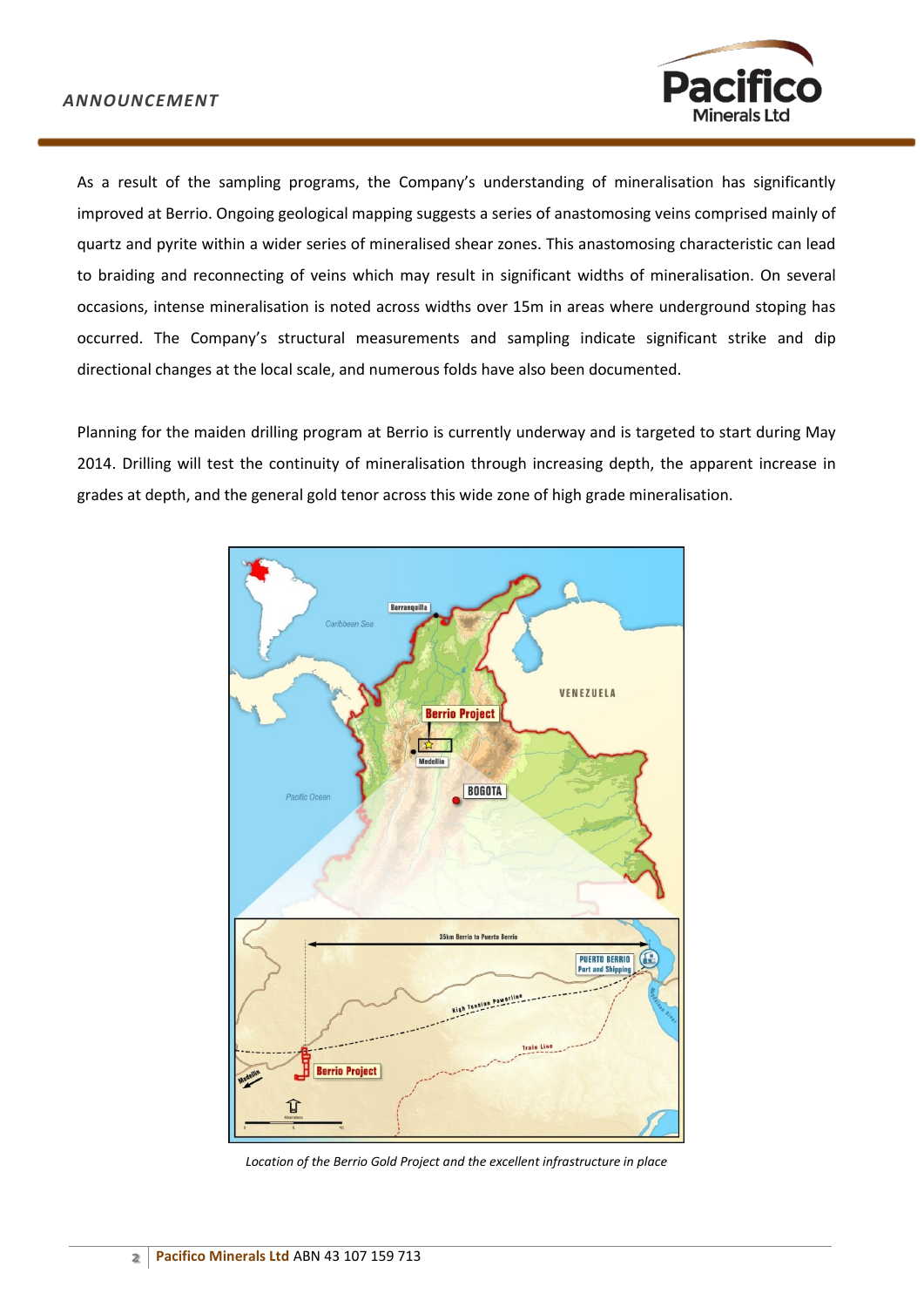As a result of the sampling programs, the Company's understanding of mineralisation has significantly improved at Berrio. Ongoing geological mapping suggests a series of anastomosing veins comprised mainly of quartz and pyrite within a wider series of mineralised shear zones. This anastomosing characteristic can lead to braiding and reconnecting of veins which may result in significant widths of mineralisation. On several occasions, intense mineralisation is noted across widths over 15m in areas where underground stoping has occurred. The Company's structural measurements and sampling indicate significant strike and dip directional changes at the local scale, and numerous folds have also been documented.

Planning for the maiden drilling program at Berrio is currently underway and is targeted to start during May 2014. Drilling will test the continuity of mineralisation through increasing depth, the apparent increase in grades at depth, and the general gold tenor across this wide zone of high grade mineralisation.

*Location of the Berrio Gold Project and the excellent infrastructure in place*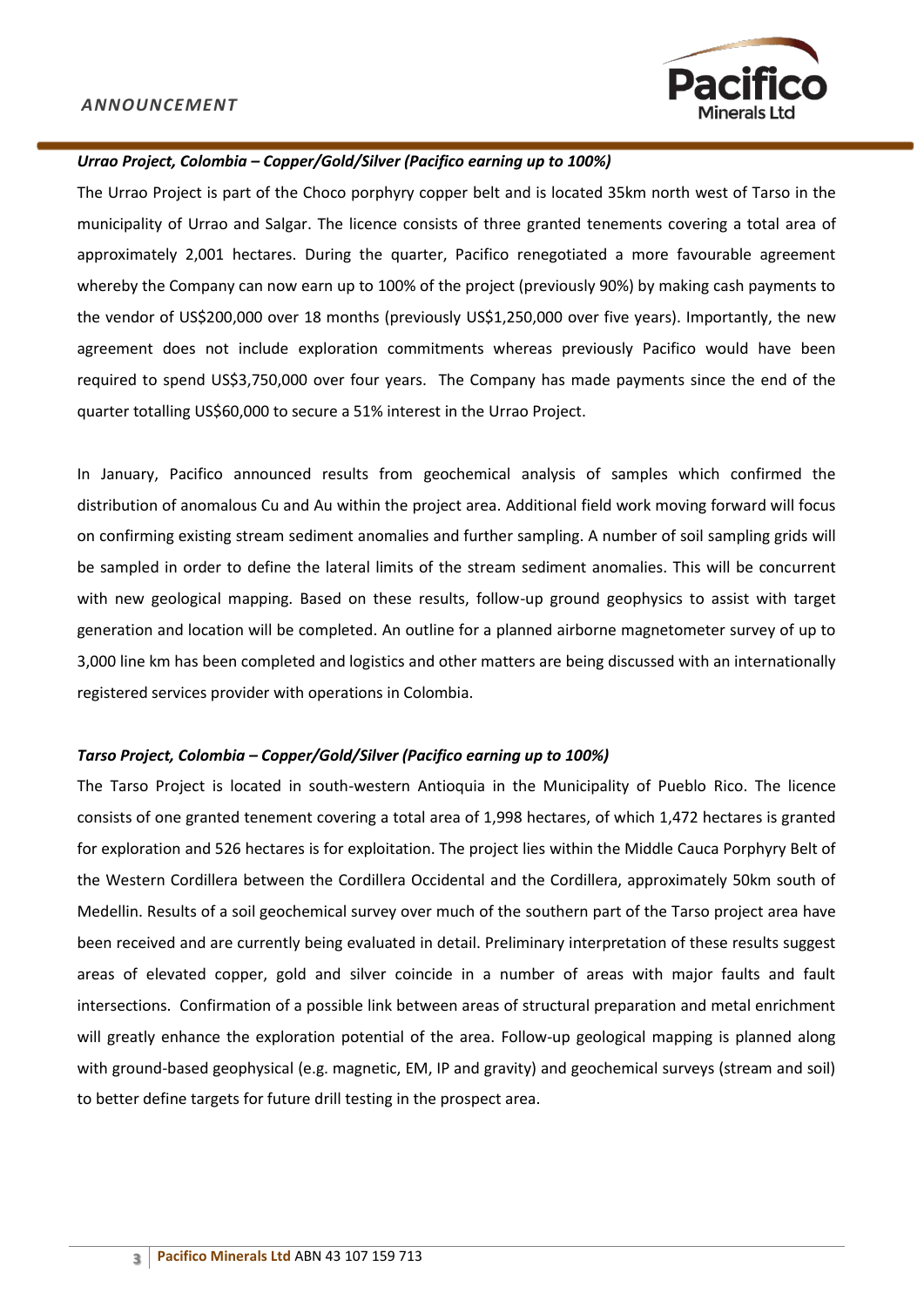***Urrao Project, Colombia – Copper/Gold/Silver (Pacifico earning up to 100%)***

The Urrao Project is part of the Choco porphyry copper belt and is located 35km north west of Tarso in the municipality of Urrao and Salgar. The licence consists of three granted tenements covering a total area of approximately 2,001 hectares. During the quarter, Pacifico renegotiated a more favourable agreement whereby the Company can now earn up to 100% of the project (previously 90%) by making cash payments to the vendor of US$200,000 over 18 months (previously US$1,250,000 over five years). Importantly, the new agreement does not include exploration commitments whereas previously Pacifico would have been required to spend US$3,750,000 over four years. The Company has made payments since the end of the quarter totalling US$60,000 to secure a 51% interest in the Urrao Project.

In January, Pacifico announced results from geochemical analysis of samples which confirmed the distribution of anomalous Cu and Au within the project area. Additional field work moving forward will focus on confirming existing stream sediment anomalies and further sampling. A number of soil sampling grids will be sampled in order to define the lateral limits of the stream sediment anomalies. This will be concurrent with new geological mapping. Based on these results, follow-up ground geophysics to assist with target generation and location will be completed. An outline for a planned airborne magnetometer survey of up to 3,000 line km has been completed and logistics and other matters are being discussed with an internationally registered services provider with operations in Colombia.

***Tarso Project, Colombia – Copper/Gold/Silver (Pacifico earning up to 100%)***

The Tarso Project is located in south-western Antioquia in the Municipality of Pueblo Rico. The licence consists of one granted tenement covering a total area of 1,998 hectares, of which 1,472 hectares is granted for exploration and 526 hectares is for exploitation. The project lies within the Middle Cauca Porphyry Belt of the Western Cordillera between the Cordillera Occidental and the Cordillera, approximately 50km south of Medellin. Results of a soil geochemical survey over much of the southern part of the Tarso project area have been received and are currently being evaluated in detail. Preliminary interpretation of these results suggest areas of elevated copper, gold and silver coincide in a number of areas with major faults and fault intersections. Confirmation of a possible link between areas of structural preparation and metal enrichment will greatly enhance the exploration potential of the area. Follow-up geological mapping is planned along with ground-based geophysical (e.g. magnetic, EM, IP and gravity) and geochemical surveys (stream and soil) to better define targets for future drill testing in the prospect area.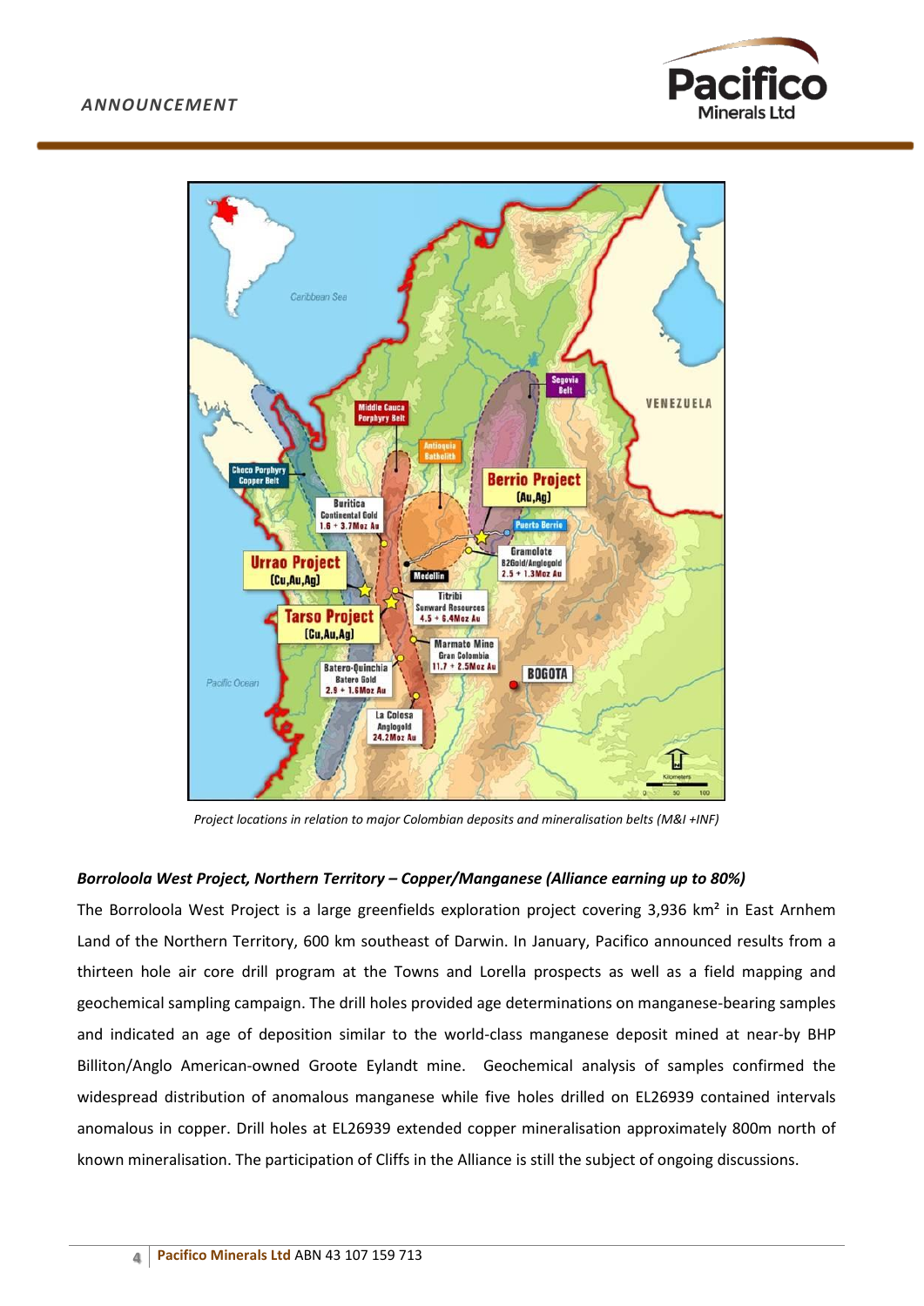Project locations in relation to major Colombian deposits and mineralisation belts (M&I +INF)

### *Borroloola West Project, Northern Territory – Copper/Manganese (Alliance earning up to 80%)*

The Borroloola West Project is a large greenfields exploration project covering 3,936 km² in East Arnhem Land of the Northern Territory, 600 km southeast of Darwin. In January, Pacifico announced results from a thirteen hole air core drill program at the Towns and Lorella prospects as well as a field mapping and geochemical sampling campaign. The drill holes provided age determinations on manganese-bearing samples and indicated an age of deposition similar to the world-class manganese deposit mined at near-by BHP Billiton/Anglo American-owned Groote Eylandt mine. Geochemical analysis of samples confirmed the widespread distribution of anomalous manganese while five holes drilled on EL26939 contained intervals anomalous in copper. Drill holes at EL26939 extended copper mineralisation approximately 800m north of known mineralisation. The participation of Cliffs in the Alliance is still the subject of ongoing discussions.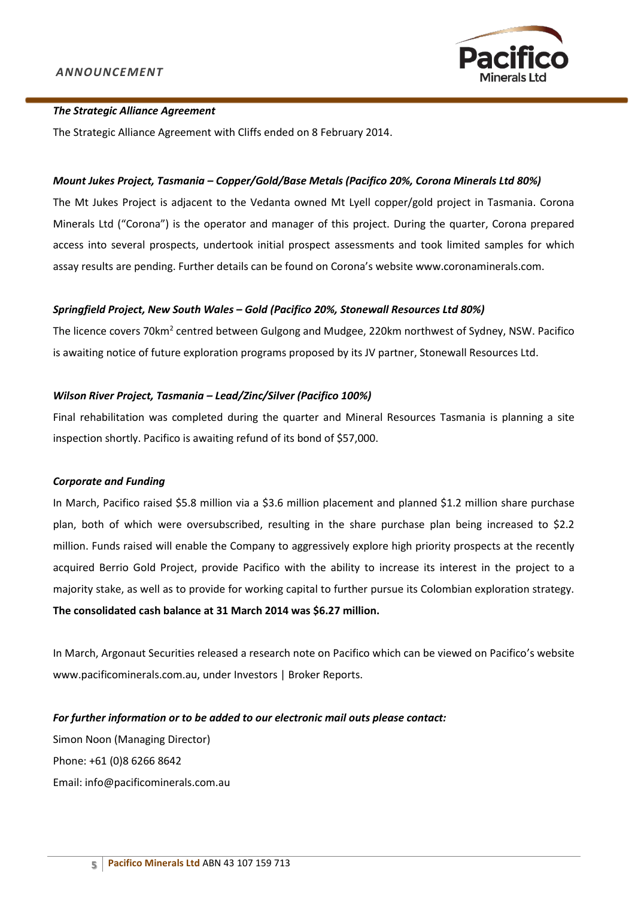***The Strategic Alliance Agreement***

The Strategic Alliance Agreement with Cliffs ended on 8 February 2014.

***Mount Jukes Project, Tasmania – Copper/Gold/Base Metals (Pacifico 20%, Corona Minerals Ltd 80%)***

The Mt Jukes Project is adjacent to the Vedanta owned Mt Lyell copper/gold project in Tasmania. Corona Minerals Ltd ("Corona") is the operator and manager of this project. During the quarter, Corona prepared access into several prospects, undertook initial prospect assessments and took limited samples for which assay results are pending. Further details can be found on Corona's website www.coronaminerals.com.

***Springfield Project, New South Wales – Gold (Pacifico 20%, Stonewall Resources Ltd 80%)***

The licence covers 70km$^2$ centred between Gulgong and Mudgee, 220km northwest of Sydney, NSW. Pacifico is awaiting notice of future exploration programs proposed by its JV partner, Stonewall Resources Ltd.

***Wilson River Project, Tasmania – Lead/Zinc/Silver (Pacifico 100%)***

Final rehabilitation was completed during the quarter and Mineral Resources Tasmania is planning a site inspection shortly. Pacifico is awaiting refund of its bond of $57,000.

***Corporate and Funding***

In March, Pacifico raised $5.8 million via a $3.6 million placement and planned $1.2 million share purchase plan, both of which were oversubscribed, resulting in the share purchase plan being increased to $2.2 million. Funds raised will enable the Company to aggressively explore high priority prospects at the recently acquired Berrio Gold Project, provide Pacifico with the ability to increase its interest in the project to a majority stake, as well as to provide for working capital to further pursue its Colombian exploration strategy.

**The consolidated cash balance at 31 March 2014 was $6.27 million.**

In March, Argonaut Securities released a research note on Pacifico which can be viewed on Pacifico's website www.pacificominerals.com.au, under Investors | Broker Reports.

***For further information or to be added to our electronic mail outs please contact:***

Simon Noon (Managing Director)

Phone: +61 (0)8 6266 8642

Email: info@pacificominerals.com.au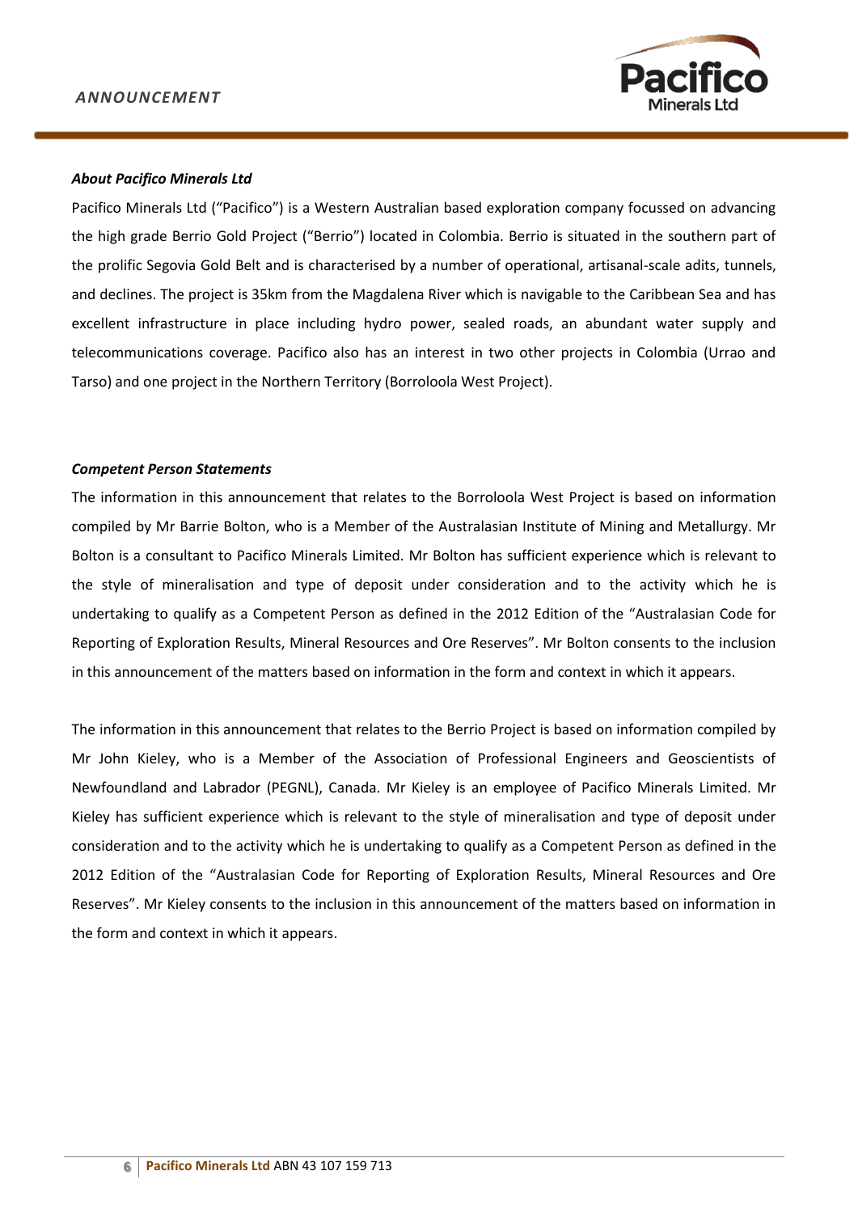***About Pacifico Minerals Ltd***

Pacifico Minerals Ltd ("Pacifico") is a Western Australian based exploration company focussed on advancing the high grade Berrio Gold Project ("Berrio") located in Colombia. Berrio is situated in the southern part of the prolific Segovia Gold Belt and is characterised by a number of operational, artisanal-scale adits, tunnels, and declines. The project is 35km from the Magdalena River which is navigable to the Caribbean Sea and has excellent infrastructure in place including hydro power, sealed roads, an abundant water supply and telecommunications coverage. Pacifico also has an interest in two other projects in Colombia (Urrao and Tarso) and one project in the Northern Territory (Borroloola West Project).

***Competent Person Statements***

The information in this announcement that relates to the Borroloola West Project is based on information compiled by Mr Barrie Bolton, who is a Member of the Australasian Institute of Mining and Metallurgy. Mr Bolton is a consultant to Pacifico Minerals Limited. Mr Bolton has sufficient experience which is relevant to the style of mineralisation and type of deposit under consideration and to the activity which he is undertaking to qualify as a Competent Person as defined in the 2012 Edition of the "Australasian Code for Reporting of Exploration Results, Mineral Resources and Ore Reserves". Mr Bolton consents to the inclusion in this announcement of the matters based on information in the form and context in which it appears.

The information in this announcement that relates to the Berrio Project is based on information compiled by Mr John Kieley, who is a Member of the Association of Professional Engineers and Geoscientists of Newfoundland and Labrador (PEGNL), Canada. Mr Kieley is an employee of Pacifico Minerals Limited. Mr Kieley has sufficient experience which is relevant to the style of mineralisation and type of deposit under consideration and to the activity which he is undertaking to qualify as a Competent Person as defined in the 2012 Edition of the "Australasian Code for Reporting of Exploration Results, Mineral Resources and Ore Reserves". Mr Kieley consents to the inclusion in this announcement of the matters based on information in the form and context in which it appears.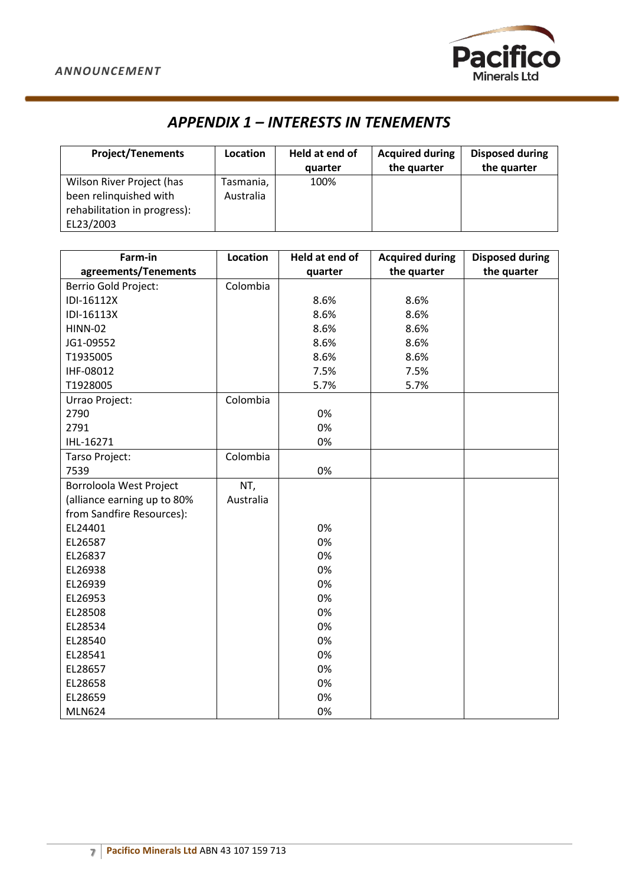## *APPENDIX 1 – INTERESTS IN TENEMENTS*

| Project/Tenements | Location | Held at end of quarter | Acquired during the quarter | Disposed during the quarter |
|---|---|---|---|---|
| Wilson River Project (has been relinquished with rehabilitation in progress): EL23/2003 | Tasmania, Australia | 100% | | |

| Farm-in agreements/Tenements | Location | Held at end of quarter | Acquired during the quarter | Disposed during the quarter |
|---|---|---|---|---|
| Berrio Gold Project: | Colombia | | | |
| IDI-16112X | | 8.6% | 8.6% | |
| IDI-16113X | | 8.6% | 8.6% | |
| HINN-02 | | 8.6% | 8.6% | |
| JG1-09552 | | 8.6% | 8.6% | |
| T1935005 | | 8.6% | 8.6% | |
| IHF-08012 | | 7.5% | 7.5% | |
| T1928005 | | 5.7% | 5.7% | |
| Urrao Project: | Colombia | | | |
| 2790 | | 0% | | |
| 2791 | | 0% | | |
| IHL-16271 | | 0% | | |
| Tarso Project: | Colombia | | | |
| 7539 | | 0% | | |
| Borroloola West Project (alliance earning up to 80% from Sandfire Resources): | NT, Australia | | | |
| EL24401 | | 0% | | |
| EL26587 | | 0% | | |
| EL26837 | | 0% | | |
| EL26938 | | 0% | | |
| EL26939 | | 0% | | |
| EL26953 | | 0% | | |
| EL28508 | | 0% | | |
| EL28534 | | 0% | | |
| EL28540 | | 0% | | |
| EL28541 | | 0% | | |
| EL28657 | | 0% | | |
| EL28658 | | 0% | | |
| EL28659 | | 0% | | |
| MLN624 | | 0% | | |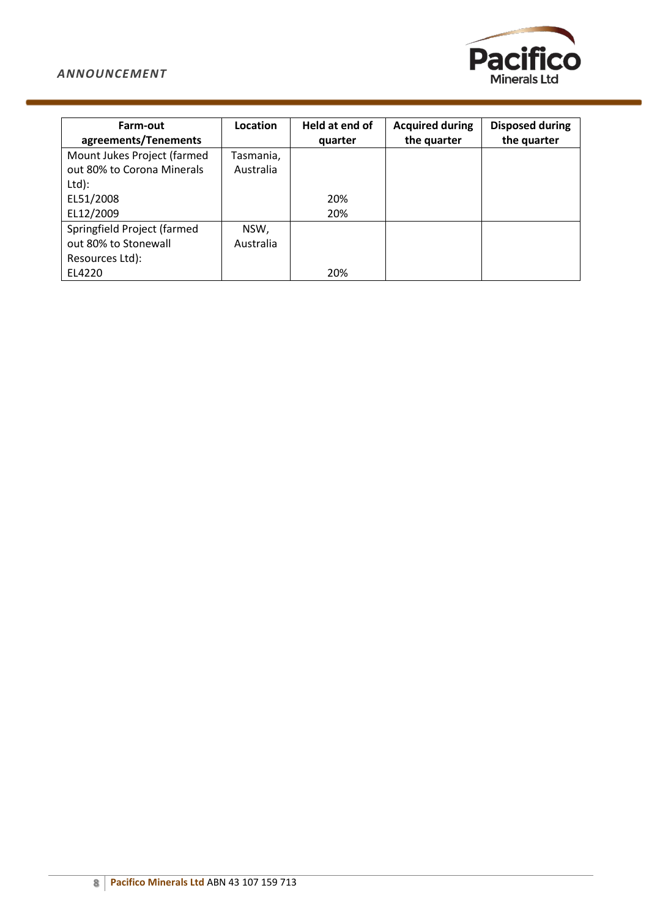| Farm-out agreements/Tenements | Location | Held at end of quarter | Acquired during the quarter | Disposed during the quarter |
|---|---|---|---|---|
| Mount Jukes Project (farmed out 80% to Corona Minerals Ltd): | Tasmania, Australia | | | |
| EL51/2008 | | 20% | | |
| EL12/2009 | | 20% | | |
| Springfield Project (farmed out 80% to Stonewall Resources Ltd): | NSW, Australia | | | |
| EL4220 | | 20% | | |